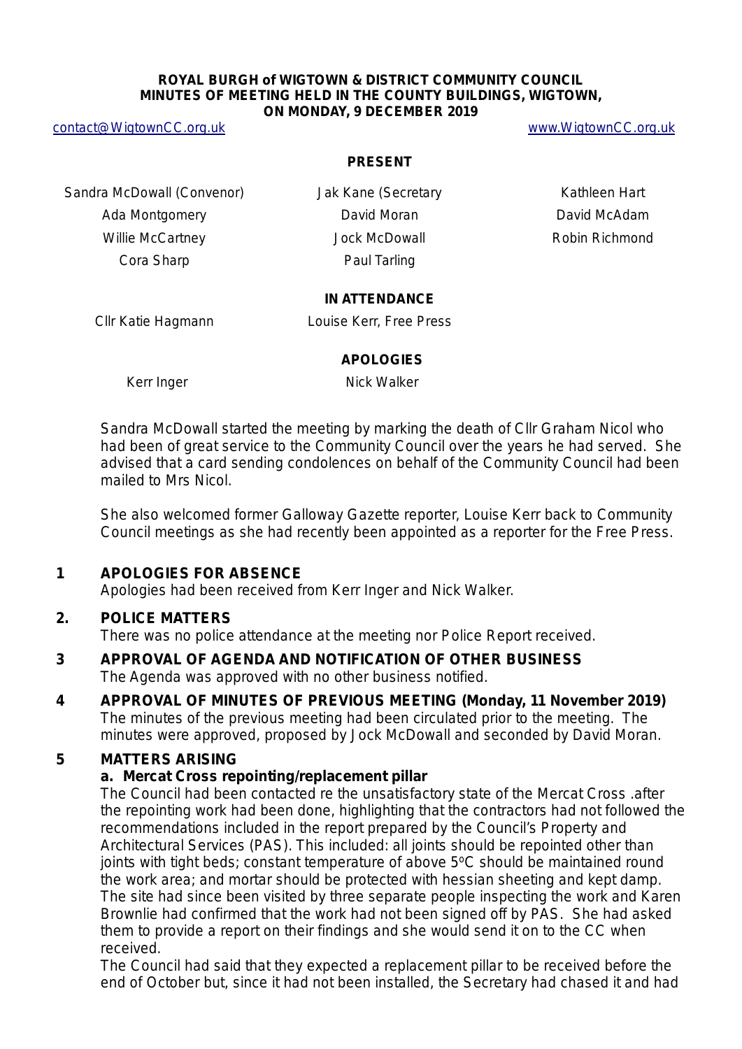**ROYAL BURGH of WIGTOWN & DISTRICT COMMUNITY COUNCIL**
**MINUTES OF MEETING HELD IN THE COUNTY BUILDINGS, WIGTOWN,**
**ON MONDAY, 9 DECEMBER 2019**

contact@WigtownCC.org.uk www.WigtownCC.org.uk

**PRESENT**

| | | |
|---|---|---|
| Sandra McDowall (Convenor) | Jak Kane (Secretary | Kathleen Hart |
| Ada Montgomery | David Moran | David McAdam |
| Willie McCartney | Jock McDowall | Robin Richmond |
| Cora Sharp | Paul Tarling | |

**IN ATTENDANCE**

Cllr Katie Hagmann Louise Kerr, Free Press

**APOLOGIES**

Kerr Inger Nick Walker

Sandra McDowall started the meeting by marking the death of Cllr Graham Nicol who had been of great service to the Community Council over the years he had served. She advised that a card sending condolences on behalf of the Community Council had been mailed to Mrs Nicol.

She also welcomed former Galloway Gazette reporter, Louise Kerr back to Community Council meetings as she had recently been appointed as a reporter for the Free Press.

**1 APOLOGIES FOR ABSENCE**

Apologies had been received from Kerr Inger and Nick Walker.

**2. POLICE MATTERS**

There was no police attendance at the meeting nor Police Report received.

**3 APPROVAL OF AGENDA AND NOTIFICATION OF OTHER BUSINESS**

The Agenda was approved with no other business notified.

**4 APPROVAL OF MINUTES OF PREVIOUS MEETING (Monday, 11 November 2019)**

The minutes of the previous meeting had been circulated prior to the meeting. The minutes were approved, proposed by Jock McDowall and seconded by David Moran.

**5 MATTERS ARISING**

**a. Mercat Cross repointing/replacement pillar**

The Council had been contacted re the unsatisfactory state of the Mercat Cross .after the repointing work had been done, highlighting that the contractors had not followed the recommendations included in the report prepared by the Council's Property and Architectural Services (PAS). This included: all joints should be repointed other than joints with tight beds; constant temperature of above 5ºC should be maintained round the work area; and mortar should be protected with hessian sheeting and kept damp. The site had since been visited by three separate people inspecting the work and Karen Brownlie had confirmed that the work had not been signed off by PAS. She had asked them to provide a report on their findings and she would send it on to the CC when received.

The Council had said that they expected a replacement pillar to be received before the end of October but, since it had not been installed, the Secretary had chased it and had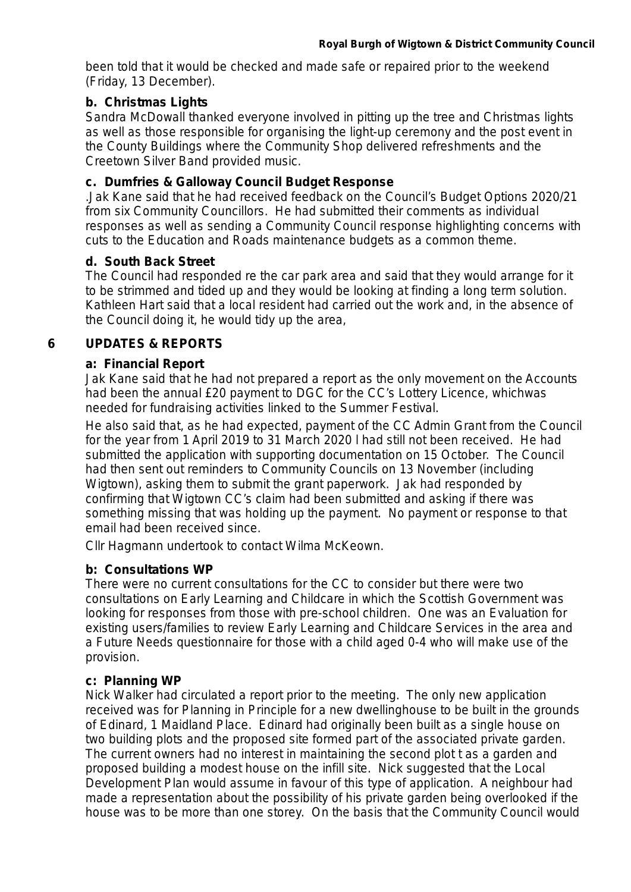been told that it would be checked and made safe or repaired prior to the weekend (Friday, 13 December).

**b. Christmas Lights**

Sandra McDowall thanked everyone involved in pitting up the tree and Christmas lights as well as those responsible for organising the light-up ceremony and the post event in the County Buildings where the Community Shop delivered refreshments and the Creetown Silver Band provided music.

**c. Dumfries & Galloway Council Budget Response**

.Jak Kane said that he had received feedback on the Council's Budget Options 2020/21 from six Community Councillors. He had submitted their comments as individual responses as well as sending a Community Council response highlighting concerns with cuts to the Education and Roads maintenance budgets as a common theme.

**d. South Back Street**

The Council had responded re the car park area and said that they would arrange for it to be strimmed and tided up and they would be looking at finding a long term solution. Kathleen Hart said that a local resident had carried out the work and, in the absence of the Council doing it, he would tidy up the area,

## 6 UPDATES & REPORTS

**a: Financial Report**

Jak Kane said that he had not prepared a report as the only movement on the Accounts had been the annual £20 payment to DGC for the CC's Lottery Licence, whichwas needed for fundraising activities linked to the Summer Festival.

He also said that, as he had expected, payment of the CC Admin Grant from the Council for the year from 1 April 2019 to 31 March 2020 l had still not been received. He had submitted the application with supporting documentation on 15 October. The Council had then sent out reminders to Community Councils on 13 November (including Wigtown), asking them to submit the grant paperwork. Jak had responded by confirming that Wigtown CC's claim had been submitted and asking if there was something missing that was holding up the payment. No payment or response to that email had been received since.

Cllr Hagmann undertook to contact Wilma McKeown.

**b: Consultations WP**

There were no current consultations for the CC to consider but there were two consultations on Early Learning and Childcare in which the Scottish Government was looking for responses from those with pre-school children. One was an Evaluation for existing users/families to review Early Learning and Childcare Services in the area and a Future Needs questionnaire for those with a child aged 0-4 who will make use of the provision.

**c: Planning WP**

Nick Walker had circulated a report prior to the meeting. The only new application received was for Planning in Principle for a new dwellinghouse to be built in the grounds of Edinard, 1 Maidland Place. Edinard had originally been built as a single house on two building plots and the proposed site formed part of the associated private garden. The current owners had no interest in maintaining the second plot t as a garden and proposed building a modest house on the infill site. Nick suggested that the Local Development Plan would assume in favour of this type of application. A neighbour had made a representation about the possibility of his private garden being overlooked if the house was to be more than one storey. On the basis that the Community Council would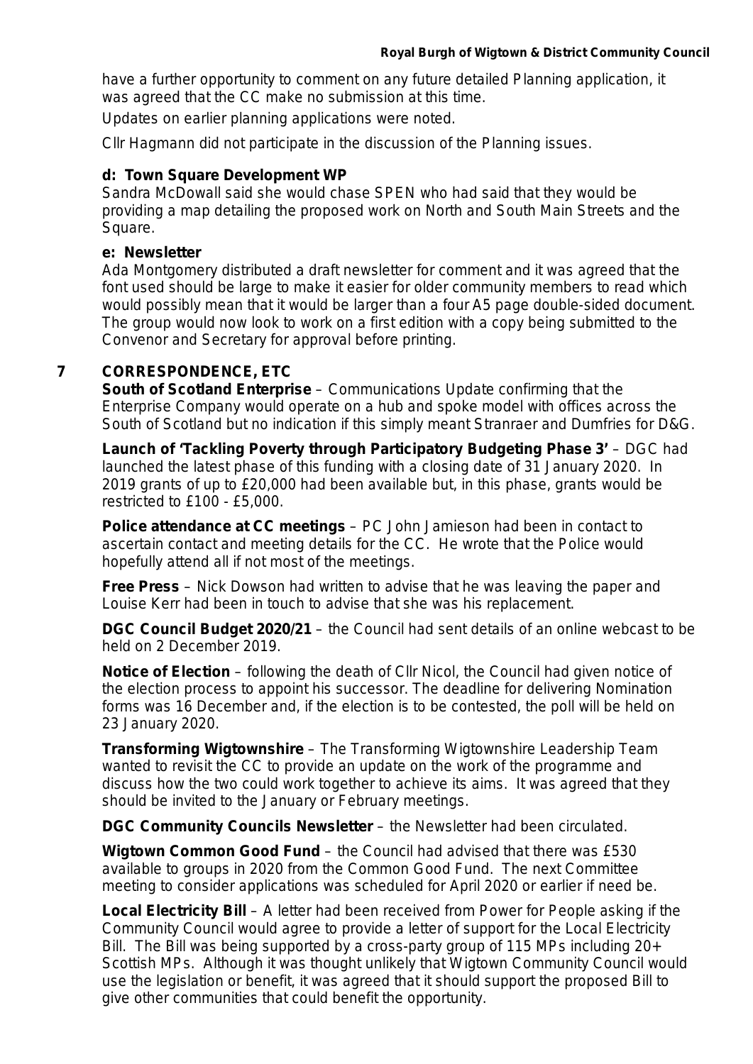have a further opportunity to comment on any future detailed Planning application, it was agreed that the CC make no submission at this time.

Updates on earlier planning applications were noted.

Cllr Hagmann did not participate in the discussion of the Planning issues.

**d: Town Square Development WP**
Sandra McDowall said she would chase SPEN who had said that they would be providing a map detailing the proposed work on North and South Main Streets and the Square.

**e: Newsletter**
Ada Montgomery distributed a draft newsletter for comment and it was agreed that the font used should be large to make it easier for older community members to read which would possibly mean that it would be larger than a four A5 page double-sided document. The group would now look to work on a first edition with a copy being submitted to the Convenor and Secretary for approval before printing.

**7 CORRESPONDENCE, ETC**

**South of Scotland Enterprise** – Communications Update confirming that the Enterprise Company would operate on a hub and spoke model with offices across the South of Scotland but no indication if this simply meant Stranraer and Dumfries for D&G.

**Launch of 'Tackling Poverty through Participatory Budgeting Phase 3'** – DGC had launched the latest phase of this funding with a closing date of 31 January 2020. In 2019 grants of up to £20,000 had been available but, in this phase, grants would be restricted to £100 - £5,000.

**Police attendance at CC meetings** – PC John Jamieson had been in contact to ascertain contact and meeting details for the CC. He wrote that the Police would hopefully attend all if not most of the meetings.

**Free Press** – Nick Dowson had written to advise that he was leaving the paper and Louise Kerr had been in touch to advise that she was his replacement.

**DGC Council Budget 2020/21** – the Council had sent details of an online webcast to be held on 2 December 2019.

**Notice of Election** – following the death of Cllr Nicol, the Council had given notice of the election process to appoint his successor. The deadline for delivering Nomination forms was 16 December and, if the election is to be contested, the poll will be held on 23 January 2020.

**Transforming Wigtownshire** – The Transforming Wigtownshire Leadership Team wanted to revisit the CC to provide an update on the work of the programme and discuss how the two could work together to achieve its aims. It was agreed that they should be invited to the January or February meetings.

**DGC Community Councils Newsletter** – the Newsletter had been circulated.

**Wigtown Common Good Fund** – the Council had advised that there was £530 available to groups in 2020 from the Common Good Fund. The next Committee meeting to consider applications was scheduled for April 2020 or earlier if need be.

**Local Electricity Bill** – A letter had been received from Power for People asking if the Community Council would agree to provide a letter of support for the Local Electricity Bill. The Bill was being supported by a cross-party group of 115 MPs including 20+ Scottish MPs. Although it was thought unlikely that Wigtown Community Council would use the legislation or benefit, it was agreed that it should support the proposed Bill to give other communities that could benefit the opportunity.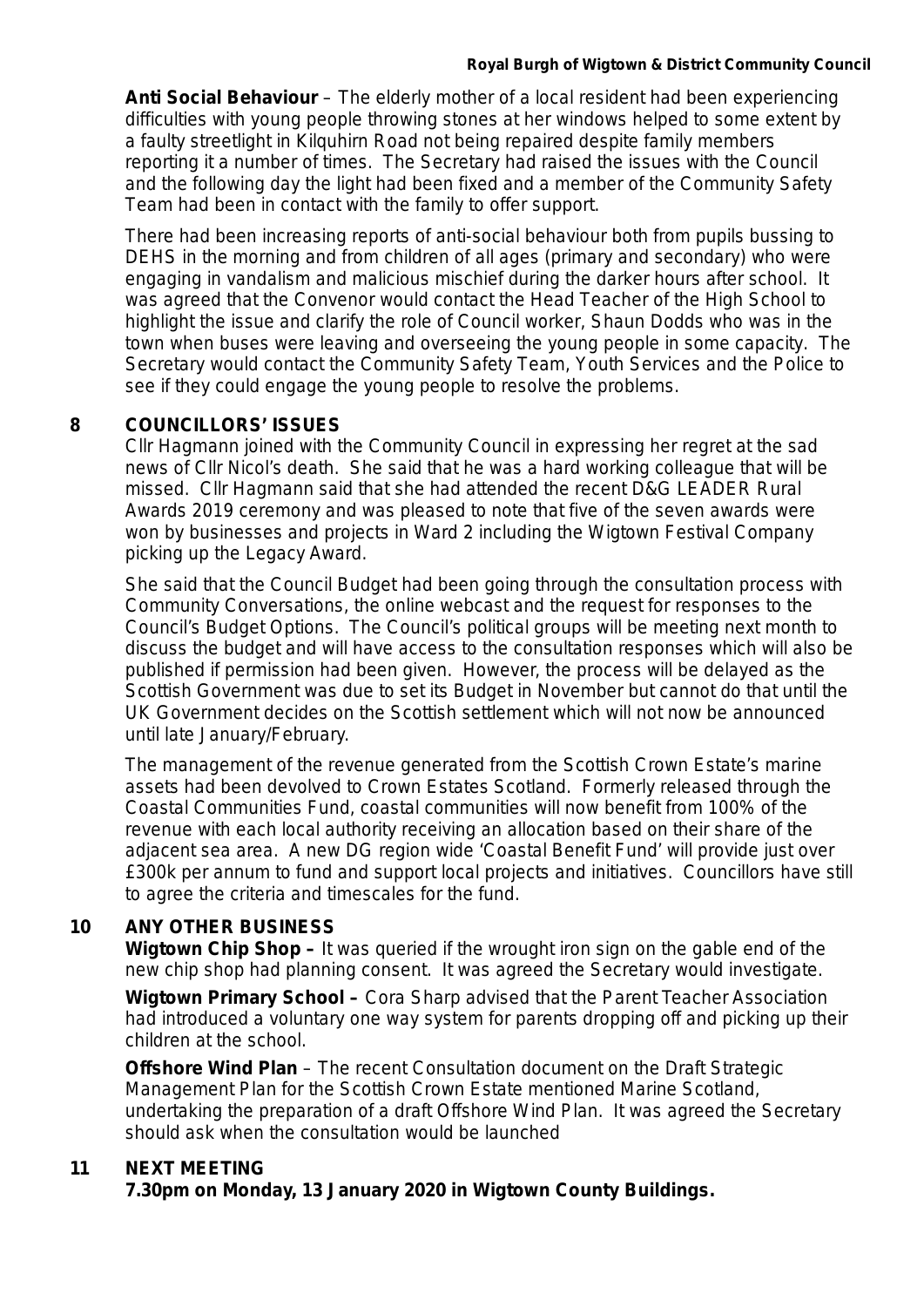**Anti Social Behaviour** – The elderly mother of a local resident had been experiencing difficulties with young people throwing stones at her windows helped to some extent by a faulty streetlight in Kilquhirn Road not being repaired despite family members reporting it a number of times. The Secretary had raised the issues with the Council and the following day the light had been fixed and a member of the Community Safety Team had been in contact with the family to offer support.

There had been increasing reports of anti-social behaviour both from pupils bussing to DEHS in the morning and from children of all ages (primary and secondary) who were engaging in vandalism and malicious mischief during the darker hours after school. It was agreed that the Convenor would contact the Head Teacher of the High School to highlight the issue and clarify the role of Council worker, Shaun Dodds who was in the town when buses were leaving and overseeing the young people in some capacity. The Secretary would contact the Community Safety Team, Youth Services and the Police to see if they could engage the young people to resolve the problems.

## 8 COUNCILLORS' ISSUES

Cllr Hagmann joined with the Community Council in expressing her regret at the sad news of Cllr Nicol's death. She said that he was a hard working colleague that will be missed. Cllr Hagmann said that she had attended the recent D&G LEADER Rural Awards 2019 ceremony and was pleased to note that five of the seven awards were won by businesses and projects in Ward 2 including the Wigtown Festival Company picking up the Legacy Award.

She said that the Council Budget had been going through the consultation process with Community Conversations, the online webcast and the request for responses to the Council's Budget Options. The Council's political groups will be meeting next month to discuss the budget and will have access to the consultation responses which will also be published if permission had been given. However, the process will be delayed as the Scottish Government was due to set its Budget in November but cannot do that until the UK Government decides on the Scottish settlement which will not now be announced until late January/February.

The management of the revenue generated from the Scottish Crown Estate's marine assets had been devolved to Crown Estates Scotland. Formerly released through the Coastal Communities Fund, coastal communities will now benefit from 100% of the revenue with each local authority receiving an allocation based on their share of the adjacent sea area. A new DG region wide 'Coastal Benefit Fund' will provide just over £300k per annum to fund and support local projects and initiatives. Councillors have still to agree the criteria and timescales for the fund.

## 10 ANY OTHER BUSINESS

**Wigtown Chip Shop –** It was queried if the wrought iron sign on the gable end of the new chip shop had planning consent. It was agreed the Secretary would investigate.

**Wigtown Primary School –** Cora Sharp advised that the Parent Teacher Association had introduced a voluntary one way system for parents dropping off and picking up their children at the school.

**Offshore Wind Plan** – The recent Consultation document on the Draft Strategic Management Plan for the Scottish Crown Estate mentioned Marine Scotland, undertaking the preparation of a draft Offshore Wind Plan. It was agreed the Secretary should ask when the consultation would be launched

## 11 NEXT MEETING

**7.30pm on Monday, 13 January 2020 in Wigtown County Buildings.**